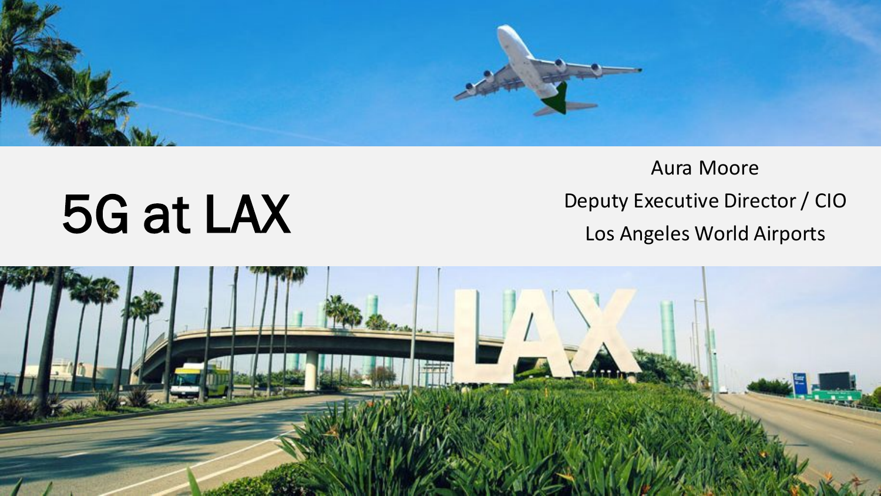# 5G at LAX

Aura Moore

Deputy Executive Director / CIO

Los Angeles World Airports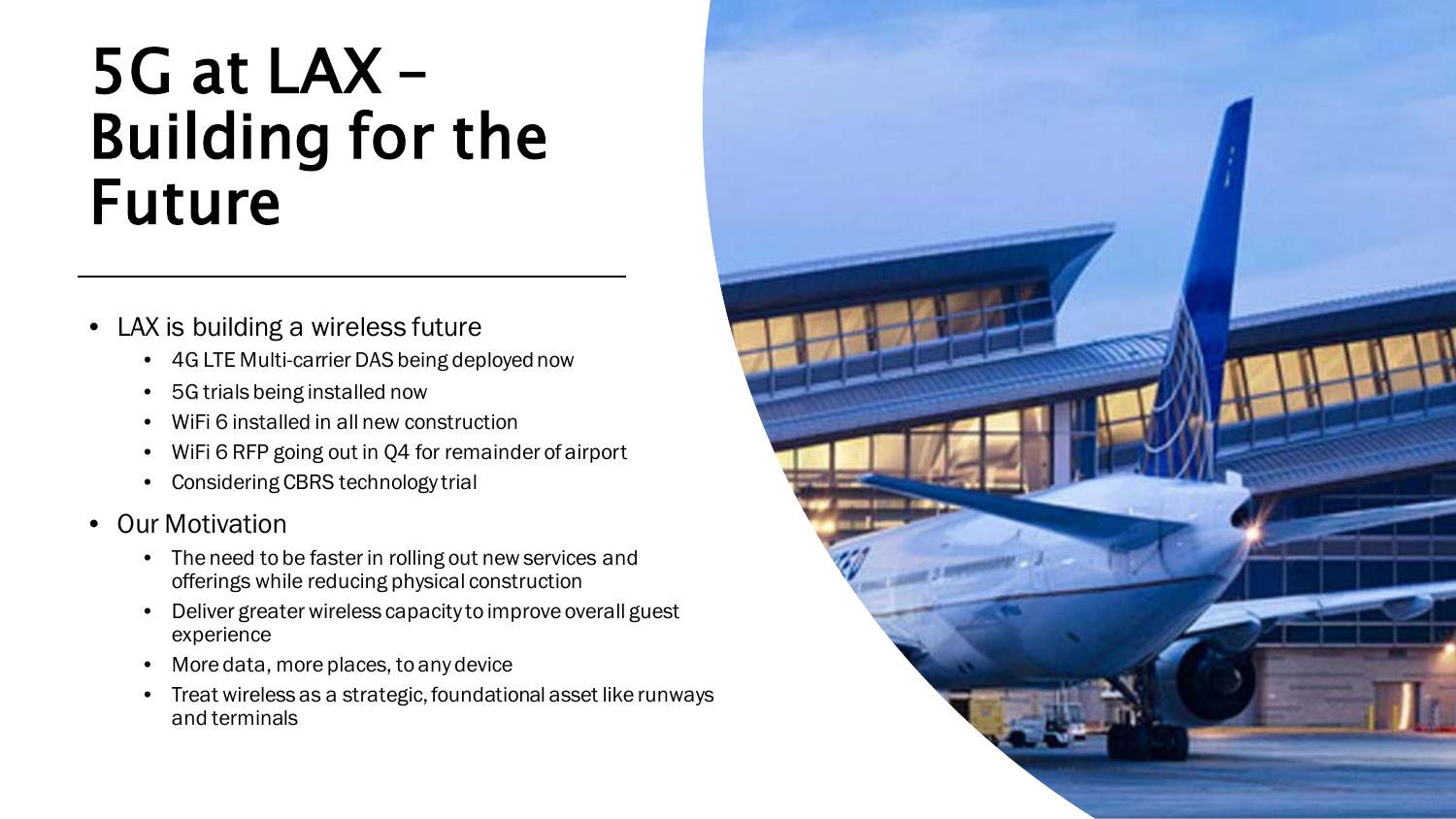# 5G at LAX – Building for the Future

- LAX is building a wireless future
  - 4G LTE Multi-carrier DAS being deployed now
  - 5G trials being installed now
  - WiFi 6 installed in all new construction
  - WiFi 6 RFP going out in Q4 for remainder of airport
  - Considering CBRS technology trial
- Our Motivation
  - The need to be faster in rolling out new services and offerings while reducing physical construction
  - Deliver greater wireless capacity to improve overall guest experience
  - More data, more places, to any device
  - Treat wireless as a strategic, foundational asset like runways and terminals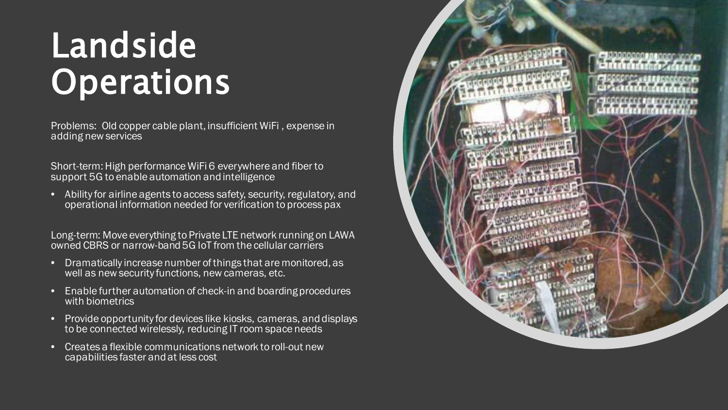# Landside Operations

Problems: Old copper cable plant, insufficient WiFi , expense in adding new services

Short-term: High performance WiFi 6 everywhere and fiber to support 5G to enable automation and intelligence

- Ability for airline agents to access safety, security, regulatory, and operational information needed for verification to process pax

Long-term: Move everything to Private LTE network running on LAWA owned CBRS or narrow-band 5G IoT from the cellular carriers

- Dramatically increase number of things that are monitored, as well as new security functions, new cameras, etc.
- Enable further automation of check-in and boarding procedures with biometrics
- Provide opportunity for devices like kiosks, cameras, and displays to be connected wirelessly, reducing IT room space needs
- Creates a flexible communications network to roll-out new capabilities faster and at less cost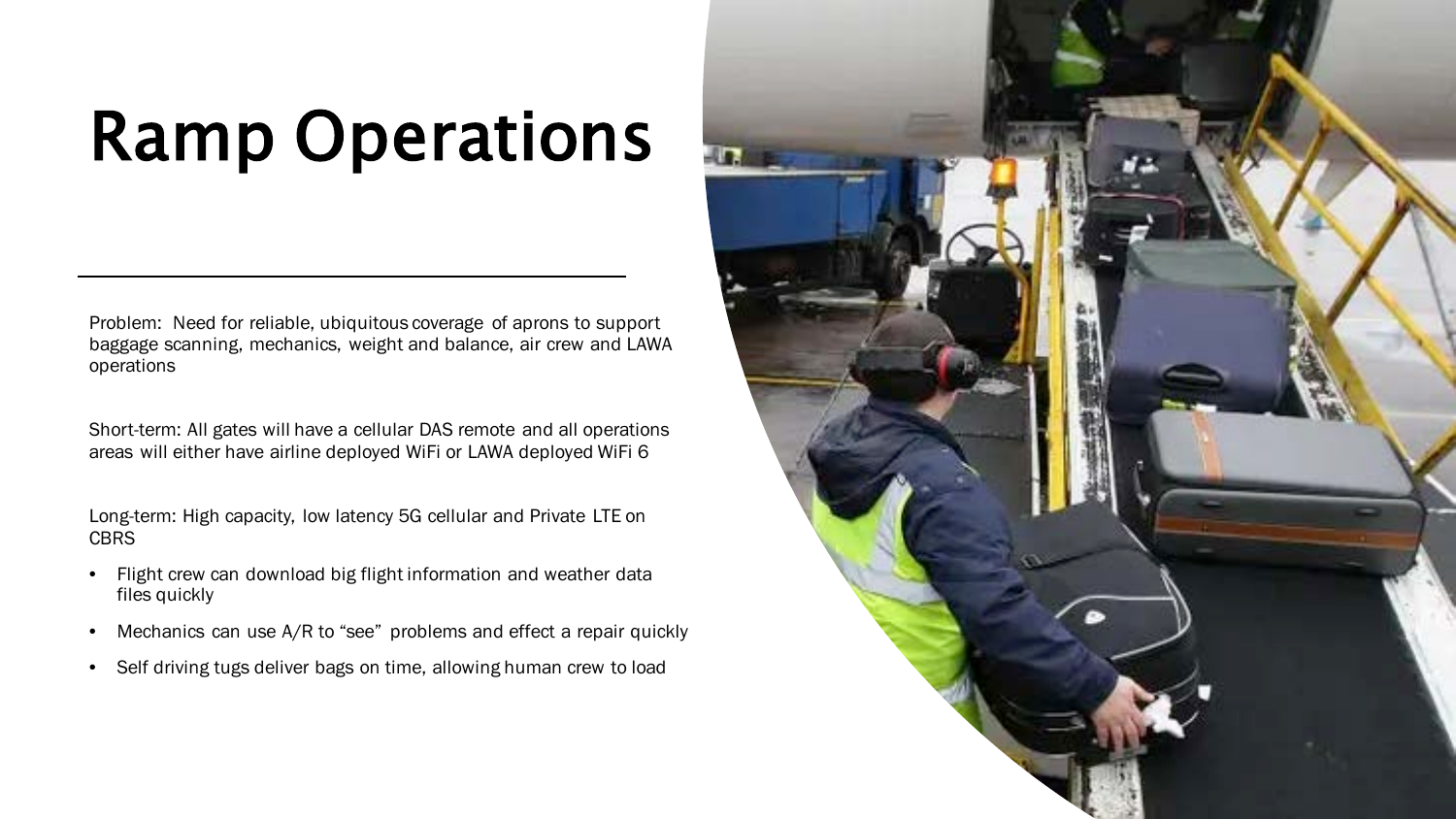# Ramp Operations

Problem: Need for reliable, ubiquitous coverage of aprons to support baggage scanning, mechanics, weight and balance, air crew and LAWA operations

Short-term: All gates will have a cellular DAS remote and all operations areas will either have airline deployed WiFi or LAWA deployed WiFi 6

Long-term: High capacity, low latency 5G cellular and Private LTE on CBRS

- Flight crew can download big flight information and weather data files quickly
- Mechanics can use A/R to "see" problems and effect a repair quickly
- Self driving tugs deliver bags on time, allowing human crew to load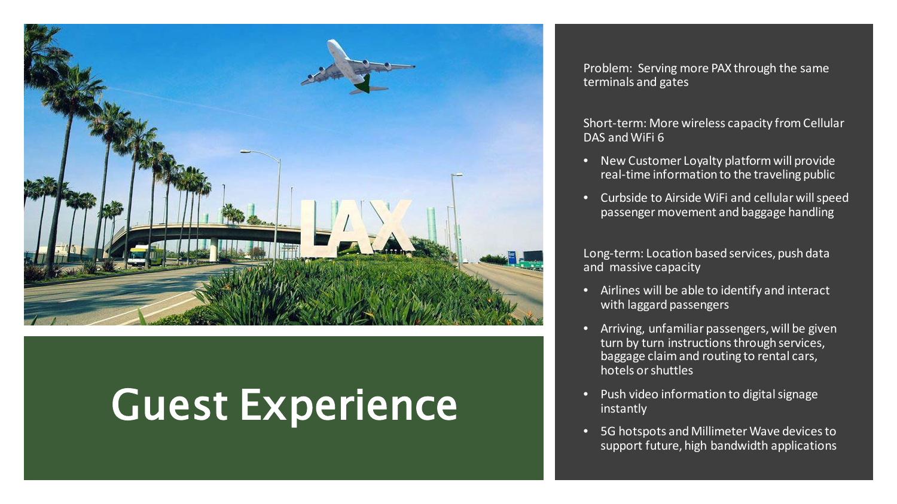# Guest Experience

Problem: Serving more PAX through the same terminals and gates

Short-term: More wireless capacity from Cellular DAS and WiFi 6

- New Customer Loyalty platform will provide real-time information to the traveling public
- Curbside to Airside WiFi and cellular will speed passenger movement and baggage handling

Long-term: Location based services, push data and massive capacity

- Airlines will be able to identify and interact with laggard passengers
- Arriving, unfamiliar passengers, will be given turn by turn instructions through services, baggage claim and routing to rental cars, hotels or shuttles
- Push video information to digital signage instantly
- 5G hotspots and Millimeter Wave devices to support future, high bandwidth applications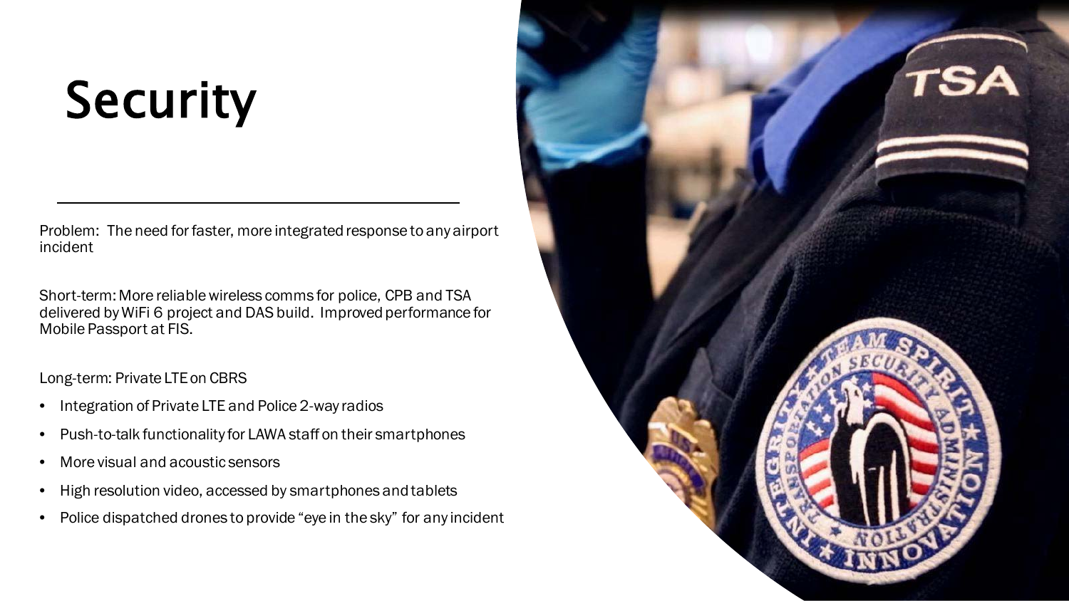# Security

Problem: The need for faster, more integrated response to any airport incident

Short-term: More reliable wireless comms for police, CPB and TSA delivered by WiFi 6 project and DAS build. Improved performance for Mobile Passport at FIS.

Long-term: Private LTE on CBRS

- Integration of Private LTE and Police 2-way radios
- Push-to-talk functionality for LAWA staff on their smartphones
- More visual and acoustic sensors
- High resolution video, accessed by smartphones and tablets
- Police dispatched drones to provide "eye in the sky" for any incident